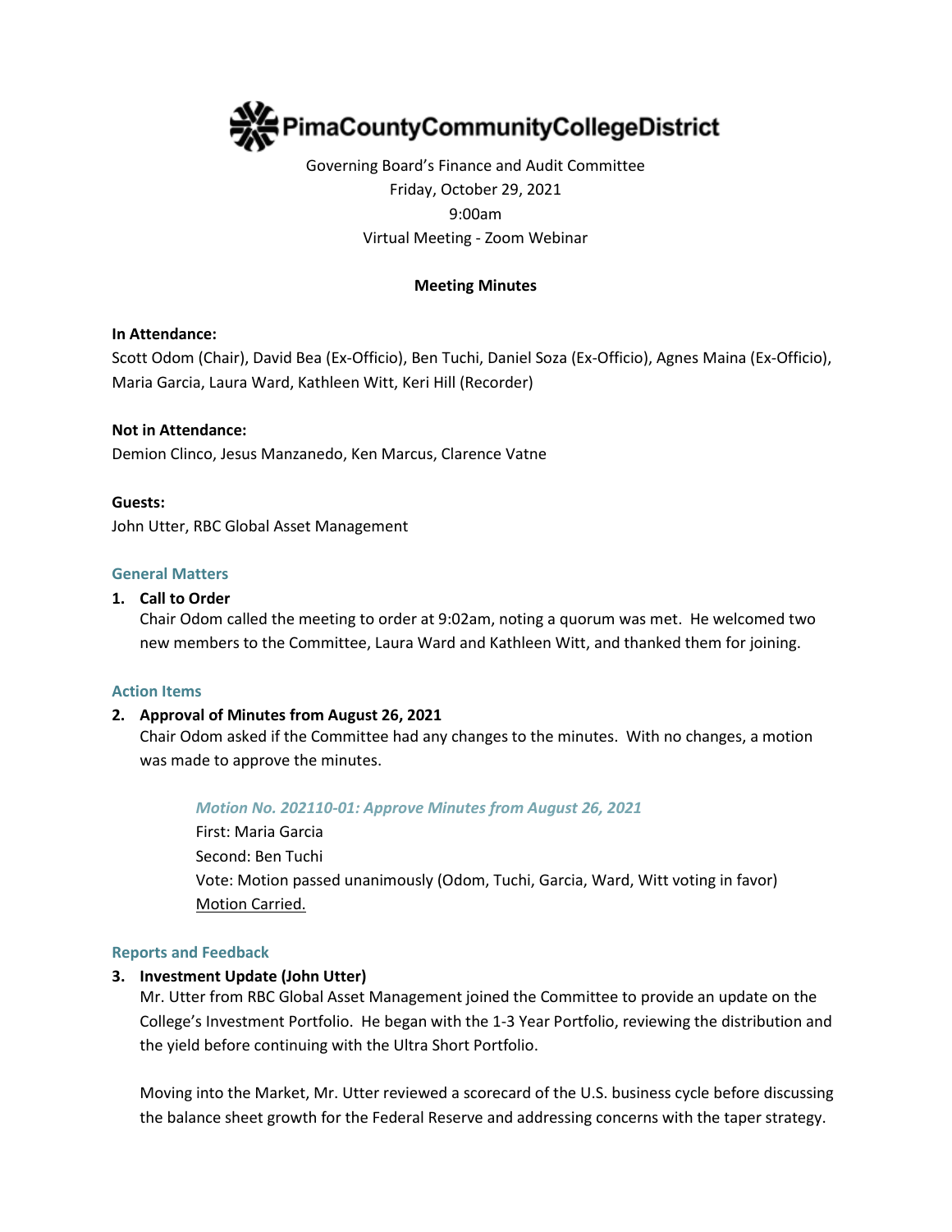# PimaCountyCommunityCollegeDistrict

Governing Board's Finance and Audit Committee
Friday, October 29, 2021
9:00am
Virtual Meeting - Zoom Webinar

**Meeting Minutes**

**In Attendance:**
Scott Odom (Chair), David Bea (Ex-Officio), Ben Tuchi, Daniel Soza (Ex-Officio), Agnes Maina (Ex-Officio), Maria Garcia, Laura Ward, Kathleen Witt, Keri Hill (Recorder)

**Not in Attendance:**
Demion Clinco, Jesus Manzanedo, Ken Marcus, Clarence Vatne

**Guests:**
John Utter, RBC Global Asset Management

## General Matters

1. **Call to Order**
   Chair Odom called the meeting to order at 9:02am, noting a quorum was met. He welcomed two new members to the Committee, Laura Ward and Kathleen Witt, and thanked them for joining.

## Action Items

2. **Approval of Minutes from August 26, 2021**
   Chair Odom asked if the Committee had any changes to the minutes. With no changes, a motion was made to approve the minutes.

   *Motion No. 202110-01: Approve Minutes from August 26, 2021*
   First: Maria Garcia
   Second: Ben Tuchi
   Vote: Motion passed unanimously (Odom, Tuchi, Garcia, Ward, Witt voting in favor)
   Motion Carried.

## Reports and Feedback

3. **Investment Update (John Utter)**
   Mr. Utter from RBC Global Asset Management joined the Committee to provide an update on the College's Investment Portfolio. He began with the 1-3 Year Portfolio, reviewing the distribution and the yield before continuing with the Ultra Short Portfolio.

   Moving into the Market, Mr. Utter reviewed a scorecard of the U.S. business cycle before discussing the balance sheet growth for the Federal Reserve and addressing concerns with the taper strategy.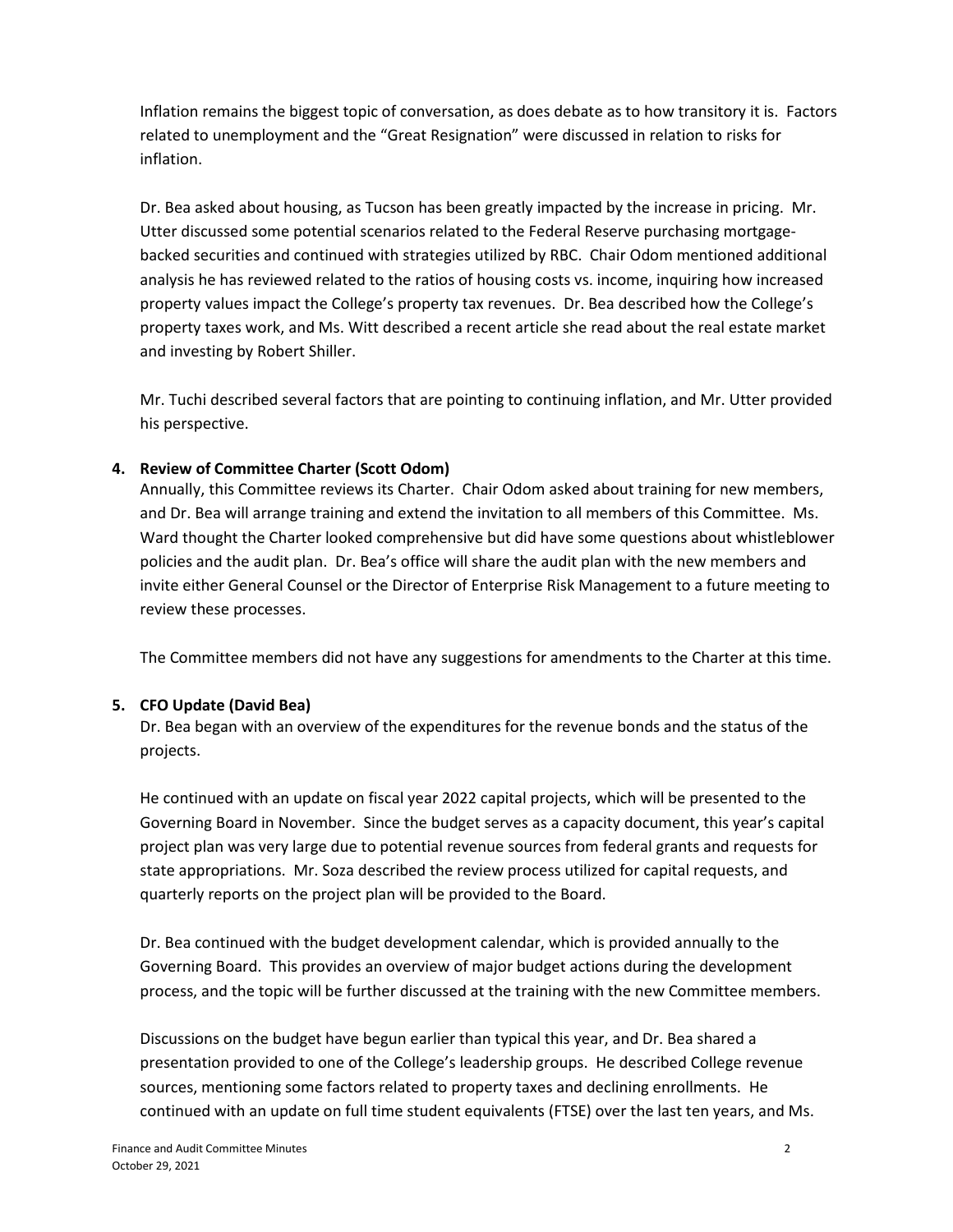Inflation remains the biggest topic of conversation, as does debate as to how transitory it is. Factors related to unemployment and the "Great Resignation" were discussed in relation to risks for inflation.

Dr. Bea asked about housing, as Tucson has been greatly impacted by the increase in pricing. Mr. Utter discussed some potential scenarios related to the Federal Reserve purchasing mortgage-backed securities and continued with strategies utilized by RBC. Chair Odom mentioned additional analysis he has reviewed related to the ratios of housing costs vs. income, inquiring how increased property values impact the College's property tax revenues. Dr. Bea described how the College's property taxes work, and Ms. Witt described a recent article she read about the real estate market and investing by Robert Shiller.

Mr. Tuchi described several factors that are pointing to continuing inflation, and Mr. Utter provided his perspective.

**4. Review of Committee Charter (Scott Odom)**

Annually, this Committee reviews its Charter. Chair Odom asked about training for new members, and Dr. Bea will arrange training and extend the invitation to all members of this Committee. Ms. Ward thought the Charter looked comprehensive but did have some questions about whistleblower policies and the audit plan. Dr. Bea's office will share the audit plan with the new members and invite either General Counsel or the Director of Enterprise Risk Management to a future meeting to review these processes.

The Committee members did not have any suggestions for amendments to the Charter at this time.

**5. CFO Update (David Bea)**

Dr. Bea began with an overview of the expenditures for the revenue bonds and the status of the projects.

He continued with an update on fiscal year 2022 capital projects, which will be presented to the Governing Board in November. Since the budget serves as a capacity document, this year's capital project plan was very large due to potential revenue sources from federal grants and requests for state appropriations. Mr. Soza described the review process utilized for capital requests, and quarterly reports on the project plan will be provided to the Board.

Dr. Bea continued with the budget development calendar, which is provided annually to the Governing Board. This provides an overview of major budget actions during the development process, and the topic will be further discussed at the training with the new Committee members.

Discussions on the budget have begun earlier than typical this year, and Dr. Bea shared a presentation provided to one of the College's leadership groups. He described College revenue sources, mentioning some factors related to property taxes and declining enrollments. He continued with an update on full time student equivalents (FTSE) over the last ten years, and Ms.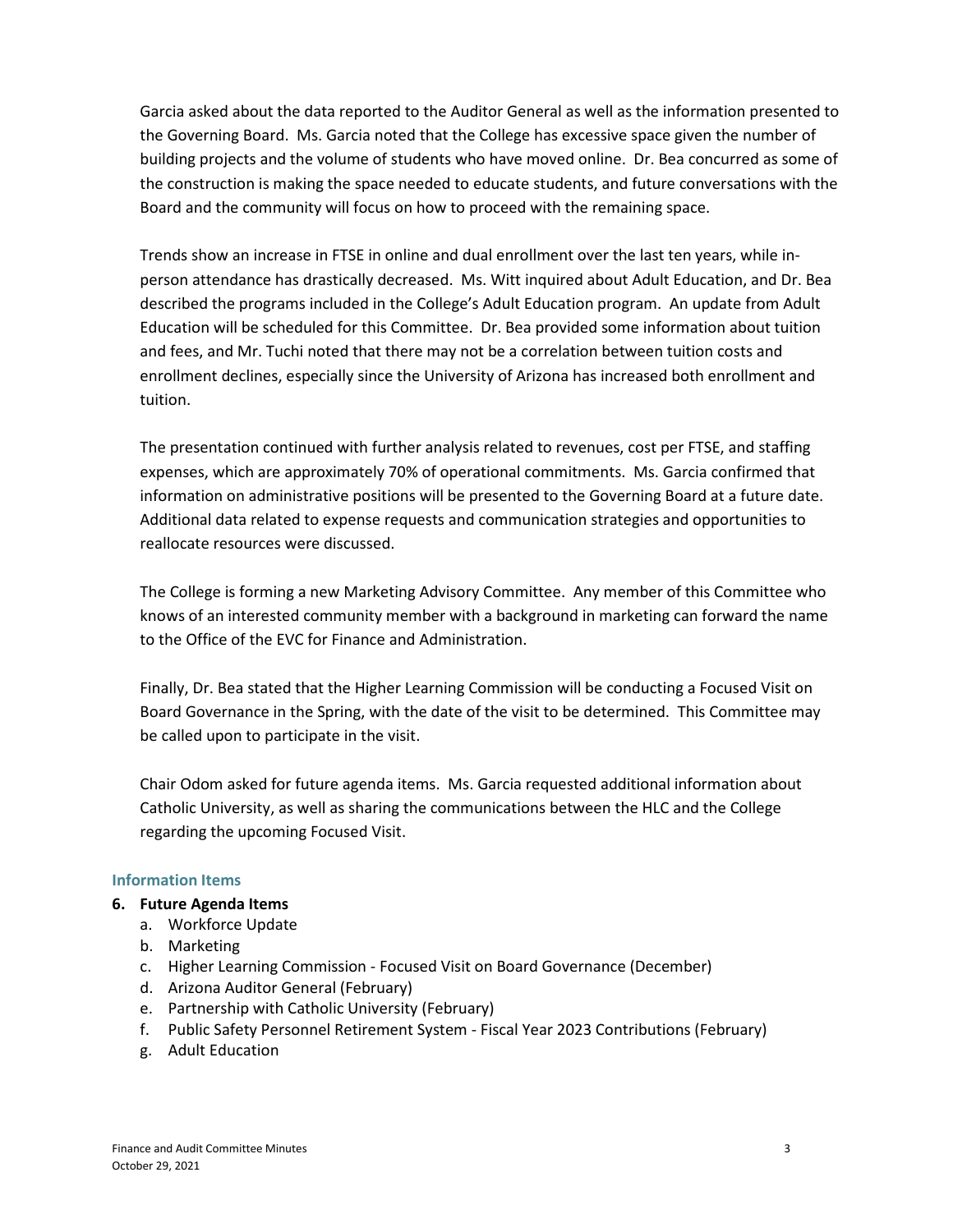Garcia asked about the data reported to the Auditor General as well as the information presented to the Governing Board. Ms. Garcia noted that the College has excessive space given the number of building projects and the volume of students who have moved online. Dr. Bea concurred as some of the construction is making the space needed to educate students, and future conversations with the Board and the community will focus on how to proceed with the remaining space.

Trends show an increase in FTSE in online and dual enrollment over the last ten years, while in-person attendance has drastically decreased. Ms. Witt inquired about Adult Education, and Dr. Bea described the programs included in the College's Adult Education program. An update from Adult Education will be scheduled for this Committee. Dr. Bea provided some information about tuition and fees, and Mr. Tuchi noted that there may not be a correlation between tuition costs and enrollment declines, especially since the University of Arizona has increased both enrollment and tuition.

The presentation continued with further analysis related to revenues, cost per FTSE, and staffing expenses, which are approximately 70% of operational commitments. Ms. Garcia confirmed that information on administrative positions will be presented to the Governing Board at a future date. Additional data related to expense requests and communication strategies and opportunities to reallocate resources were discussed.

The College is forming a new Marketing Advisory Committee. Any member of this Committee who knows of an interested community member with a background in marketing can forward the name to the Office of the EVC for Finance and Administration.

Finally, Dr. Bea stated that the Higher Learning Commission will be conducting a Focused Visit on Board Governance in the Spring, with the date of the visit to be determined. This Committee may be called upon to participate in the visit.

Chair Odom asked for future agenda items. Ms. Garcia requested additional information about Catholic University, as well as sharing the communications between the HLC and the College regarding the upcoming Focused Visit.

### Information Items

**6. Future Agenda Items**

a. Workforce Update
b. Marketing
c. Higher Learning Commission - Focused Visit on Board Governance (December)
d. Arizona Auditor General (February)
e. Partnership with Catholic University (February)
f. Public Safety Personnel Retirement System - Fiscal Year 2023 Contributions (February)
g. Adult Education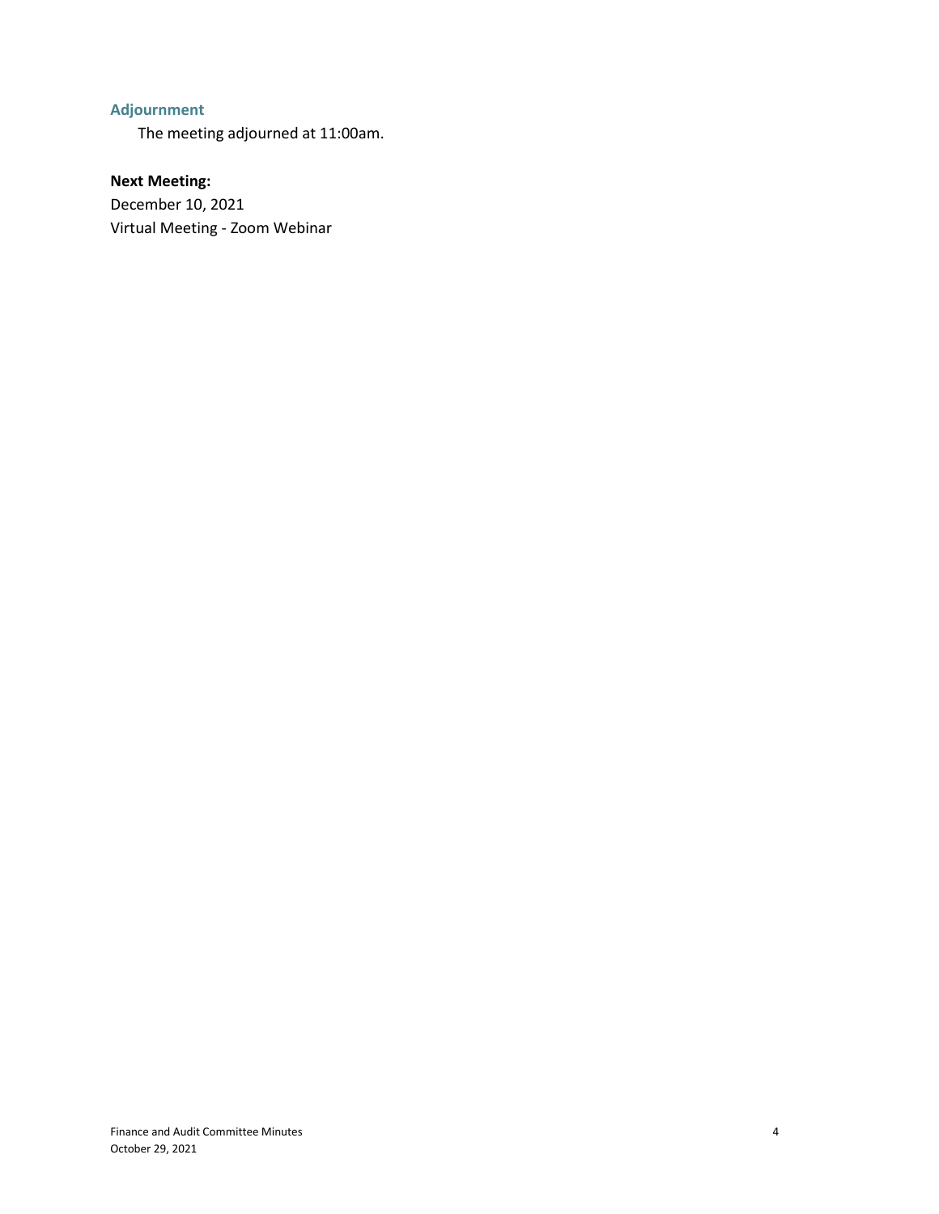## Adjournment

The meeting adjourned at 11:00am.

**Next Meeting:**

December 10, 2021
Virtual Meeting - Zoom Webinar